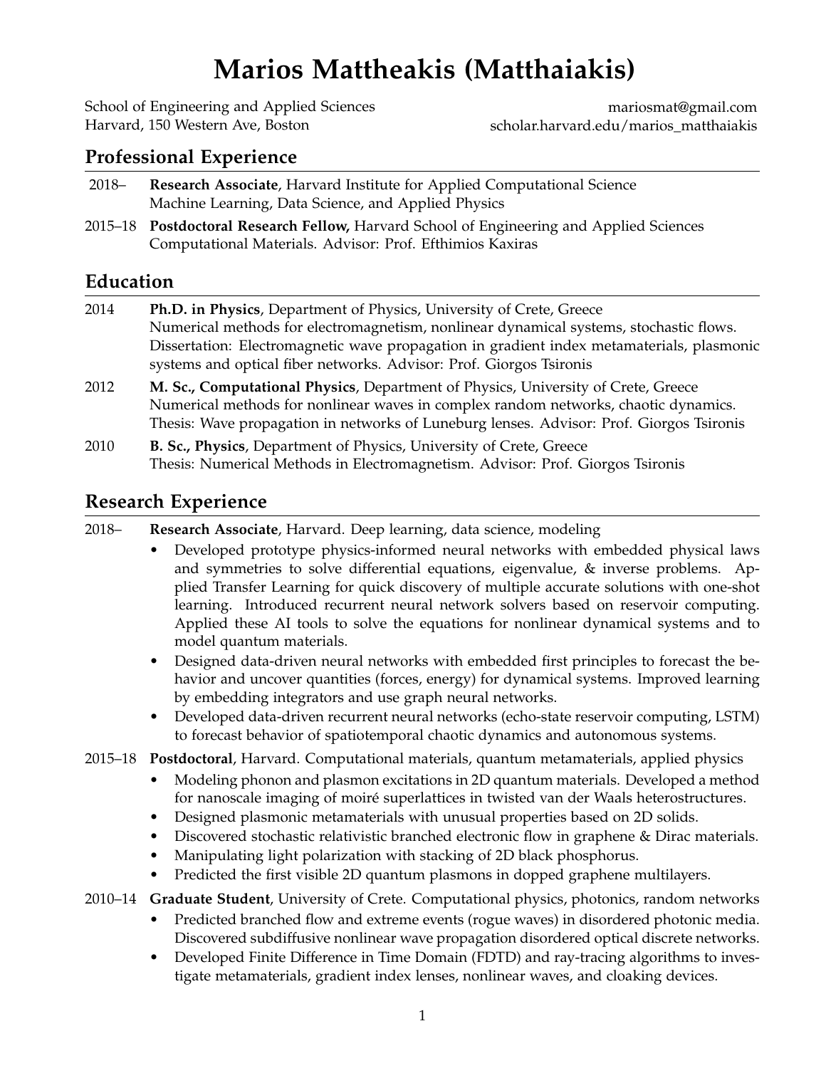# Marios Mattheakis (Matthaiakis)

School of Engineering and Applied Sciences
Harvard, 150 Western Ave, Boston

mariosmat@gmail.com
scholar.harvard.edu/marios_matthaiakis

## Professional Experience

2018– **Research Associate**, Harvard Institute for Applied Computational Science
Machine Learning, Data Science, and Applied Physics

2015–18 **Postdoctoral Research Fellow,** Harvard School of Engineering and Applied Sciences
Computational Materials. Advisor: Prof. Efthimios Kaxiras

## Education

2014 **Ph.D. in Physics**, Department of Physics, University of Crete, Greece
Numerical methods for electromagnetism, nonlinear dynamical systems, stochastic flows.
Dissertation: Electromagnetic wave propagation in gradient index metamaterials, plasmonic systems and optical fiber networks. Advisor: Prof. Giorgos Tsironis

2012 **M. Sc., Computational Physics**, Department of Physics, University of Crete, Greece
Numerical methods for nonlinear waves in complex random networks, chaotic dynamics.
Thesis: Wave propagation in networks of Luneburg lenses. Advisor: Prof. Giorgos Tsironis

2010 **B. Sc., Physics**, Department of Physics, University of Crete, Greece
Thesis: Numerical Methods in Electromagnetism. Advisor: Prof. Giorgos Tsironis

## Research Experience

2018– **Research Associate**, Harvard. Deep learning, data science, modeling

- Developed prototype physics-informed neural networks with embedded physical laws and symmetries to solve differential equations, eigenvalue, & inverse problems. Applied Transfer Learning for quick discovery of multiple accurate solutions with one-shot learning. Introduced recurrent neural network solvers based on reservoir computing. Applied these AI tools to solve the equations for nonlinear dynamical systems and to model quantum materials.
- Designed data-driven neural networks with embedded first principles to forecast the behavior and uncover quantities (forces, energy) for dynamical systems. Improved learning by embedding integrators and use graph neural networks.
- Developed data-driven recurrent neural networks (echo-state reservoir computing, LSTM) to forecast behavior of spatiotemporal chaotic dynamics and autonomous systems.

2015–18 **Postdoctoral**, Harvard. Computational materials, quantum metamaterials, applied physics

- Modeling phonon and plasmon excitations in 2D quantum materials. Developed a method for nanoscale imaging of moiré superlattices in twisted van der Waals heterostructures.
- Designed plasmonic metamaterials with unusual properties based on 2D solids.
- Discovered stochastic relativistic branched electronic flow in graphene & Dirac materials.
- Manipulating light polarization with stacking of 2D black phosphorus.
- Predicted the first visible 2D quantum plasmons in dopped graphene multilayers.

2010–14 **Graduate Student**, University of Crete. Computational physics, photonics, random networks

- Predicted branched flow and extreme events (rogue waves) in disordered photonic media. Discovered subdiffusive nonlinear wave propagation disordered optical discrete networks.
- Developed Finite Difference in Time Domain (FDTD) and ray-tracing algorithms to investigate metamaterials, gradient index lenses, nonlinear waves, and cloaking devices.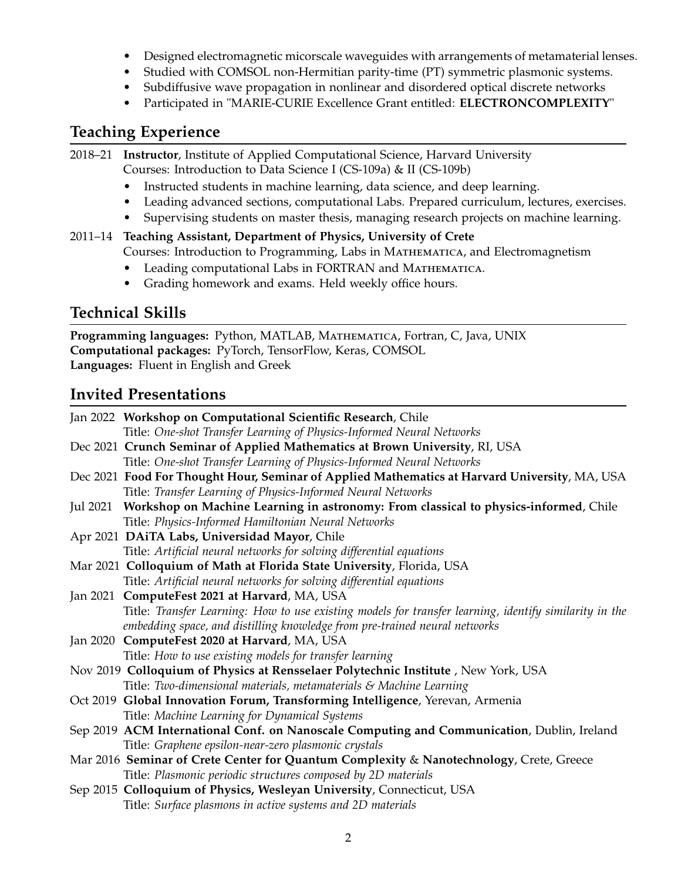- Designed electromagnetic micorscale waveguides with arrangements of metamaterial lenses.
- Studied with COMSOL non-Hermitian parity-time (PT) symmetric plasmonic systems.
- Subdiffusive wave propagation in nonlinear and disordered optical discrete networks
- Participated in "MARIE-CURIE Excellence Grant entitled: **ELECTRONCOMPLEXITY**"

## Teaching Experience

2018–21 **Instructor**, Institute of Applied Computational Science, Harvard University
Courses: Introduction to Data Science I (CS-109a) & II (CS-109b)

- Instructed students in machine learning, data science, and deep learning.
- Leading advanced sections, computational Labs. Prepared curriculum, lectures, exercises.
- Supervising students on master thesis, managing research projects on machine learning.

2011–14 **Teaching Assistant, Department of Physics, University of Crete**
Courses: Introduction to Programming, Labs in Mathematica, and Electromagnetism

- Leading computational Labs in FORTRAN and Mathematica.
- Grading homework and exams. Held weekly office hours.

## Technical Skills

**Programming languages:** Python, MATLAB, Mathematica, Fortran, C, Java, UNIX
**Computational packages:** PyTorch, TensorFlow, Keras, COMSOL
**Languages:** Fluent in English and Greek

## Invited Presentations

Jan 2022 **Workshop on Computational Scientific Research**, Chile
Title: *One-shot Transfer Learning of Physics-Informed Neural Networks*

Dec 2021 **Crunch Seminar of Applied Mathematics at Brown University**, RI, USA
Title: *One-shot Transfer Learning of Physics-Informed Neural Networks*

Dec 2021 **Food For Thought Hour, Seminar of Applied Mathematics at Harvard University**, MA, USA
Title: *Transfer Learning of Physics-Informed Neural Networks*

Jul 2021 **Workshop on Machine Learning in astronomy: From classical to physics-informed**, Chile
Title: *Physics-Informed Hamiltonian Neural Networks*

Apr 2021 **DAiTA Labs, Universidad Mayor**, Chile
Title: *Artificial neural networks for solving differential equations*

Mar 2021 **Colloquium of Math at Florida State University**, Florida, USA
Title: *Artificial neural networks for solving differential equations*

Jan 2021 **ComputeFest 2021 at Harvard**, MA, USA
Title: *Transfer Learning: How to use existing models for transfer learning, identify similarity in the embedding space, and distilling knowledge from pre-trained neural networks*

Jan 2020 **ComputeFest 2020 at Harvard**, MA, USA
Title: *How to use existing models for transfer learning*

Nov 2019 **Colloquium of Physics at Rensselaer Polytechnic Institute** , New York, USA
Title: *Two-dimensional materials, metamaterials & Machine Learning*

Oct 2019 **Global Innovation Forum, Transforming Intelligence**, Yerevan, Armenia
Title: *Machine Learning for Dynamical Systems*

Sep 2019 **ACM International Conf. on Nanoscale Computing and Communication**, Dublin, Ireland
Title: *Graphene epsilon-near-zero plasmonic crystals*

Mar 2016 **Seminar of Crete Center for Quantum Complexity** & **Nanotechnology**, Crete, Greece
Title: *Plasmonic periodic structures composed by 2D materials*

Sep 2015 **Colloquium of Physics, Wesleyan University**, Connecticut, USA
Title: *Surface plasmons in active systems and 2D materials*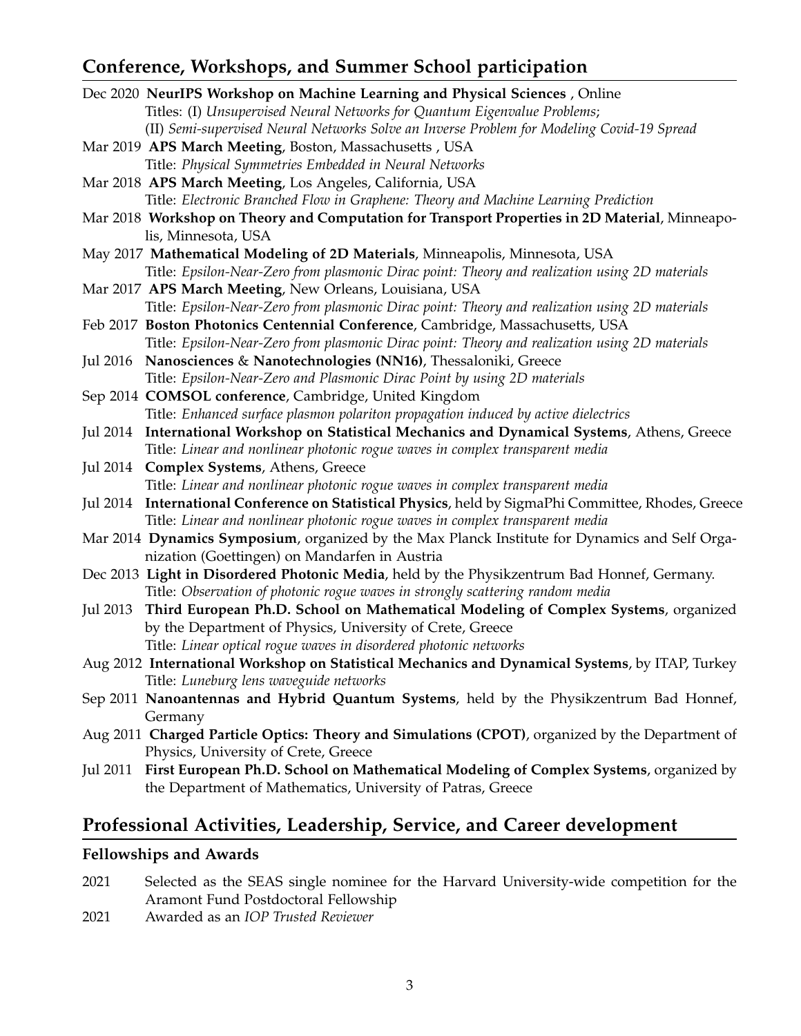## Conference, Workshops, and Summer School participation

- Dec 2020 **NeurIPS Workshop on Machine Learning and Physical Sciences** , Online
  Titles: (I) *Unsupervised Neural Networks for Quantum Eigenvalue Problems*;
  (II) *Semi-supervised Neural Networks Solve an Inverse Problem for Modeling Covid-19 Spread*
- Mar 2019 **APS March Meeting**, Boston, Massachusetts , USA
  Title: *Physical Symmetries Embedded in Neural Networks*
- Mar 2018 **APS March Meeting**, Los Angeles, California, USA
  Title: *Electronic Branched Flow in Graphene: Theory and Machine Learning Prediction*
- Mar 2018 **Workshop on Theory and Computation for Transport Properties in 2D Material**, Minneapolis, Minnesota, USA
- May 2017 **Mathematical Modeling of 2D Materials**, Minneapolis, Minnesota, USA
  Title: *Epsilon-Near-Zero from plasmonic Dirac point: Theory and realization using 2D materials*
- Mar 2017 **APS March Meeting**, New Orleans, Louisiana, USA
  Title: *Epsilon-Near-Zero from plasmonic Dirac point: Theory and realization using 2D materials*
- Feb 2017 **Boston Photonics Centennial Conference**, Cambridge, Massachusetts, USA
  Title: *Epsilon-Near-Zero from plasmonic Dirac point: Theory and realization using 2D materials*
- Jul 2016 **Nanosciences** & **Nanotechnologies (NN16)**, Thessaloniki, Greece
  Title: *Epsilon-Near-Zero and Plasmonic Dirac Point by using 2D materials*
- Sep 2014 **COMSOL conference**, Cambridge, United Kingdom
  Title: *Enhanced surface plasmon polariton propagation induced by active dielectrics*
- Jul 2014 **International Workshop on Statistical Mechanics and Dynamical Systems**, Athens, Greece
  Title: *Linear and nonlinear photonic rogue waves in complex transparent media*
- Jul 2014 **Complex Systems**, Athens, Greece
  Title: *Linear and nonlinear photonic rogue waves in complex transparent media*
- Jul 2014 **International Conference on Statistical Physics**, held by SigmaPhi Committee, Rhodes, Greece
  Title: *Linear and nonlinear photonic rogue waves in complex transparent media*
- Mar 2014 **Dynamics Symposium**, organized by the Max Planck Institute for Dynamics and Self Organization (Goettingen) on Mandarfen in Austria
- Dec 2013 **Light in Disordered Photonic Media**, held by the Physikzentrum Bad Honnef, Germany.
  Title: *Observation of photonic rogue waves in strongly scattering random media*
- Jul 2013 **Third European Ph.D. School on Mathematical Modeling of Complex Systems**, organized by the Department of Physics, University of Crete, Greece
  Title: *Linear optical rogue waves in disordered photonic networks*
- Aug 2012 **International Workshop on Statistical Mechanics and Dynamical Systems**, by ITAP, Turkey
  Title: *Luneburg lens waveguide networks*
- Sep 2011 **Nanoantennas and Hybrid Quantum Systems**, held by the Physikzentrum Bad Honnef, Germany
- Aug 2011 **Charged Particle Optics: Theory and Simulations (CPOT)**, organized by the Department of Physics, University of Crete, Greece
- Jul 2011 **First European Ph.D. School on Mathematical Modeling of Complex Systems**, organized by the Department of Mathematics, University of Patras, Greece

## Professional Activities, Leadership, Service, and Career development

### Fellowships and Awards

- 2021 Selected as the SEAS single nominee for the Harvard University-wide competition for the Aramont Fund Postdoctoral Fellowship
- 2021 Awarded as an *IOP Trusted Reviewer*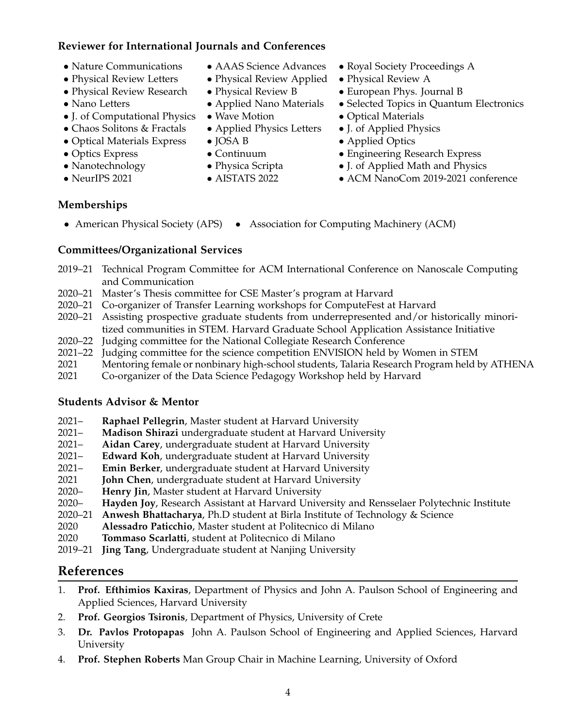### Reviewer for International Journals and Conferences

- Nature Communications
- Physical Review Letters
- Physical Review Research
- Nano Letters
- J. of Computational Physics
- Chaos Solitons & Fractals
- Optical Materials Express
- Optics Express
- Nanotechnology
- NeurIPS 2021
- AAAS Science Advances
- Physical Review Applied
- Physical Review B
- Applied Nano Materials
- Wave Motion
- Applied Physics Letters
- JOSA B
- Continuum
- Physica Scripta
- AISTATS 2022
- Royal Society Proceedings A
- Physical Review A
- European Phys. Journal B
- Selected Topics in Quantum Electronics
- Optical Materials
- J. of Applied Physics
- Applied Optics
- Engineering Research Express
- J. of Applied Math and Physics
- ACM NanoCom 2019-2021 conference

### Memberships

- American Physical Society (APS)
- Association for Computing Machinery (ACM)

### Committees/Organizational Services

2019–21 Technical Program Committee for ACM International Conference on Nanoscale Computing and Communication
2020–21 Master's Thesis committee for CSE Master's program at Harvard
2020–21 Co-organizer of Transfer Learning workshops for ComputeFest at Harvard
2020–21 Assisting prospective graduate students from underrepresented and/or historically minoritized communities in STEM. Harvard Graduate School Application Assistance Initiative
2020–22 Judging committee for the National Collegiate Research Conference
2021–22 Judging committee for the science competition ENVISION held by Women in STEM
2021 Mentoring female or nonbinary high-school students, Talaria Research Program held by ATHENA
2021 Co-organizer of the Data Science Pedagogy Workshop held by Harvard

### Students Advisor & Mentor

2021– **Raphael Pellegrin**, Master student at Harvard University
2021– **Madison Shirazi** undergraduate student at Harvard University
2021– **Aidan Carey**, undergraduate student at Harvard University
2021– **Edward Koh**, undergraduate student at Harvard University
2021– **Emin Berker**, undergraduate student at Harvard University
2021 **John Chen**, undergraduate student at Harvard University
2020– **Henry Jin**, Master student at Harvard University
2020– **Hayden Joy**, Research Assistant at Harvard University and Rensselaer Polytechnic Institute
2020–21 **Anwesh Bhattacharya**, Ph.D student at Birla Institute of Technology & Science
2020 **Alessadro Paticchio**, Master student at Politecnico di Milano
2020 **Tommaso Scarlatti**, student at Politecnico di Milano
2019–21 **Jing Tang**, Undergraduate student at Nanjing University

## References

1. **Prof. Efthimios Kaxiras**, Department of Physics and John A. Paulson School of Engineering and Applied Sciences, Harvard University
2. **Prof. Georgios Tsironis**, Department of Physics, University of Crete
3. **Dr. Pavlos Protopapas** John A. Paulson School of Engineering and Applied Sciences, Harvard University
4. **Prof. Stephen Roberts** Man Group Chair in Machine Learning, University of Oxford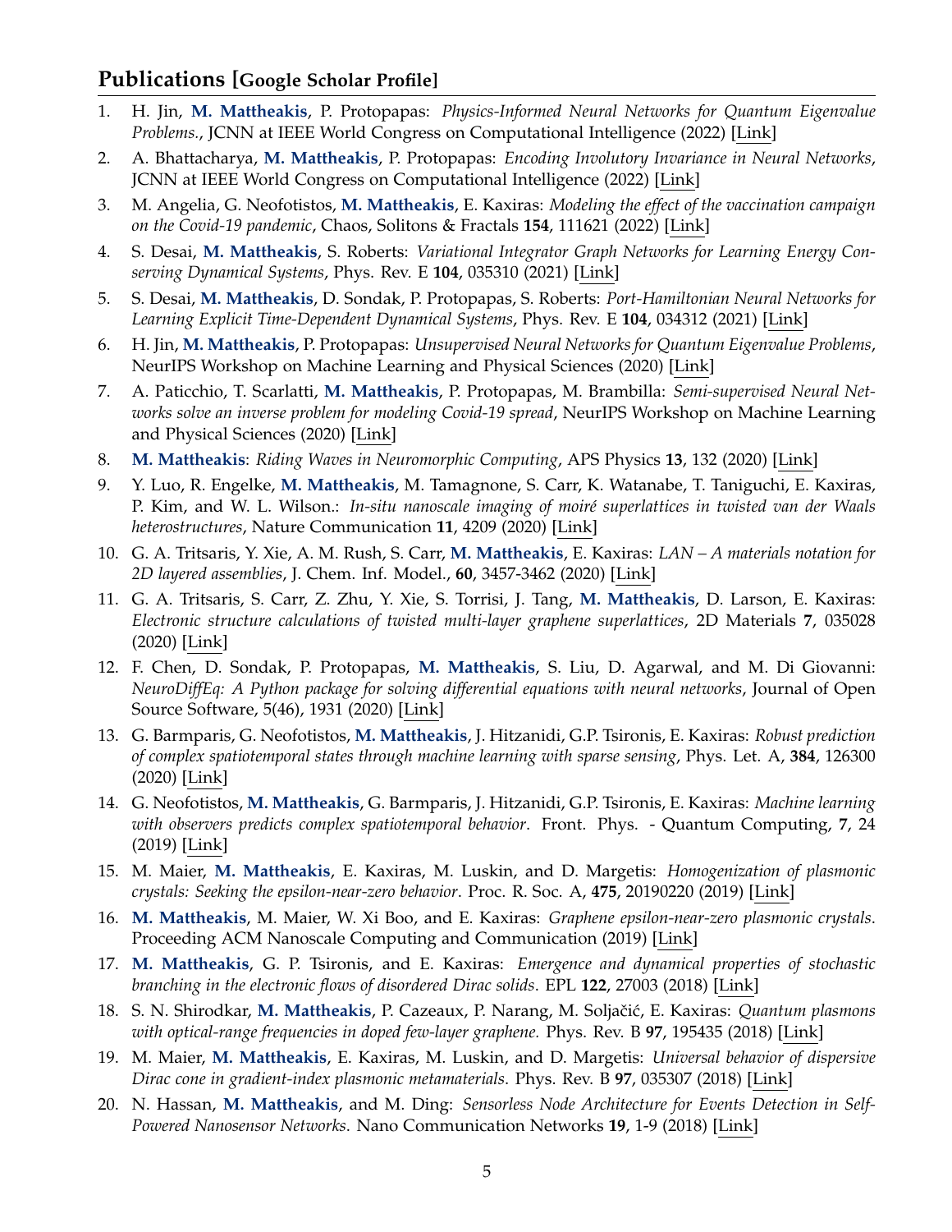## Publications [Google Scholar Profile]

1. H. Jin, **M. Mattheakis**, P. Protopapas: *Physics-Informed Neural Networks for Quantum Eigenvalue Problems.*, JCNN at IEEE World Congress on Computational Intelligence (2022) [Link]
2. A. Bhattacharya, **M. Mattheakis**, P. Protopapas: *Encoding Involutory Invariance in Neural Networks*, JCNN at IEEE World Congress on Computational Intelligence (2022) [Link]
3. M. Angelia, G. Neofotistos, **M. Mattheakis**, E. Kaxiras: *Modeling the effect of the vaccination campaign on the Covid-19 pandemic*, Chaos, Solitons & Fractals **154**, 111621 (2022) [Link]
4. S. Desai, **M. Mattheakis**, S. Roberts: *Variational Integrator Graph Networks for Learning Energy Conserving Dynamical Systems*, Phys. Rev. E **104**, 035310 (2021) [Link]
5. S. Desai, **M. Mattheakis**, D. Sondak, P. Protopapas, S. Roberts: *Port-Hamiltonian Neural Networks for Learning Explicit Time-Dependent Dynamical Systems*, Phys. Rev. E **104**, 034312 (2021) [Link]
6. H. Jin, **M. Mattheakis**, P. Protopapas: *Unsupervised Neural Networks for Quantum Eigenvalue Problems*, NeurIPS Workshop on Machine Learning and Physical Sciences (2020) [Link]
7. A. Paticchio, T. Scarlatti, **M. Mattheakis**, P. Protopapas, M. Brambilla: *Semi-supervised Neural Networks solve an inverse problem for modeling Covid-19 spread*, NeurIPS Workshop on Machine Learning and Physical Sciences (2020) [Link]
8. **M. Mattheakis**: *Riding Waves in Neuromorphic Computing*, APS Physics **13**, 132 (2020) [Link]
9. Y. Luo, R. Engelke, **M. Mattheakis**, M. Tamagnone, S. Carr, K. Watanabe, T. Taniguchi, E. Kaxiras, P. Kim, and W. L. Wilson.: *In-situ nanoscale imaging of moiré superlattices in twisted van der Waals heterostructures*, Nature Communication **11**, 4209 (2020) [Link]
10. G. A. Tritsaris, Y. Xie, A. M. Rush, S. Carr, **M. Mattheakis**, E. Kaxiras: *LAN – A materials notation for 2D layered assemblies*, J. Chem. Inf. Model., **60**, 3457-3462 (2020) [Link]
11. G. A. Tritsaris, S. Carr, Z. Zhu, Y. Xie, S. Torrisi, J. Tang, **M. Mattheakis**, D. Larson, E. Kaxiras: *Electronic structure calculations of twisted multi-layer graphene superlattices*, 2D Materials **7**, 035028 (2020) [Link]
12. F. Chen, D. Sondak, P. Protopapas, **M. Mattheakis**, S. Liu, D. Agarwal, and M. Di Giovanni: *NeuroDiffEq: A Python package for solving differential equations with neural networks*, Journal of Open Source Software, 5(46), 1931 (2020) [Link]
13. G. Barmparis, G. Neofotistos, **M. Mattheakis**, J. Hitzanidi, G.P. Tsironis, E. Kaxiras: *Robust prediction of complex spatiotemporal states through machine learning with sparse sensing*, Phys. Let. A, **384**, 126300 (2020) [Link]
14. G. Neofotistos, **M. Mattheakis**, G. Barmparis, J. Hitzanidi, G.P. Tsironis, E. Kaxiras: *Machine learning with observers predicts complex spatiotemporal behavior*. Front. Phys. - Quantum Computing, **7**, 24 (2019) [Link]
15. M. Maier, **M. Mattheakis**, E. Kaxiras, M. Luskin, and D. Margetis: *Homogenization of plasmonic crystals: Seeking the epsilon-near-zero behavior*. Proc. R. Soc. A, **475**, 20190220 (2019) [Link]
16. **M. Mattheakis**, M. Maier, W. Xi Boo, and E. Kaxiras: *Graphene epsilon-near-zero plasmonic crystals*. Proceeding ACM Nanoscale Computing and Communication (2019) [Link]
17. **M. Mattheakis**, G. P. Tsironis, and E. Kaxiras: *Emergence and dynamical properties of stochastic branching in the electronic flows of disordered Dirac solids*. EPL **122**, 27003 (2018) [Link]
18. S. N. Shirodkar, **M. Mattheakis**, P. Cazeaux, P. Narang, M. Soljačić, E. Kaxiras: *Quantum plasmons with optical-range frequencies in doped few-layer graphene.* Phys. Rev. B **97**, 195435 (2018) [Link]
19. M. Maier, **M. Mattheakis**, E. Kaxiras, M. Luskin, and D. Margetis: *Universal behavior of dispersive Dirac cone in gradient-index plasmonic metamaterials*. Phys. Rev. B **97**, 035307 (2018) [Link]
20. N. Hassan, **M. Mattheakis**, and M. Ding: *Sensorless Node Architecture for Events Detection in Self-Powered Nanosensor Networks*. Nano Communication Networks **19**, 1-9 (2018) [Link]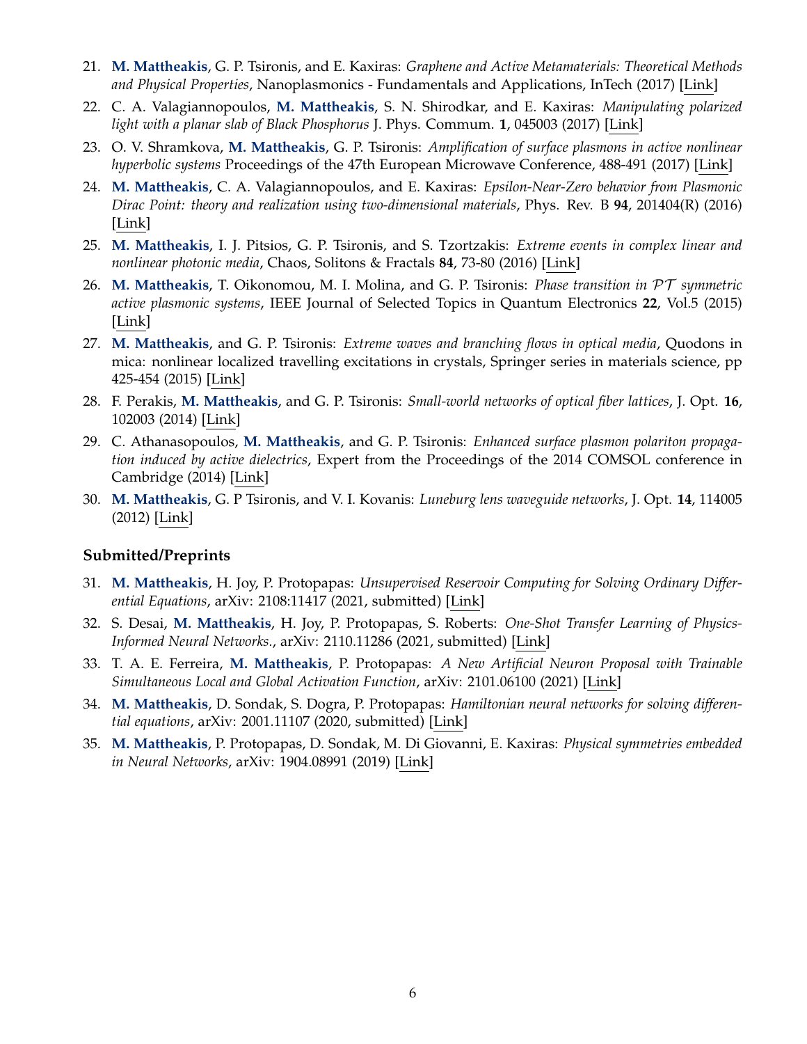21. **M. Mattheakis**, G. P. Tsironis, and E. Kaxiras: *Graphene and Active Metamaterials: Theoretical Methods and Physical Properties*, Nanoplasmonics - Fundamentals and Applications, InTech (2017) [Link]
22. C. A. Valagiannopoulos, **M. Mattheakis**, S. N. Shirodkar, and E. Kaxiras: *Manipulating polarized light with a planar slab of Black Phosphorus* J. Phys. Commum. **1**, 045003 (2017) [Link]
23. O. V. Shramkova, **M. Mattheakis**, G. P. Tsironis: *Amplification of surface plasmons in active nonlinear hyperbolic systems* Proceedings of the 47th European Microwave Conference, 488-491 (2017) [Link]
24. **M. Mattheakis**, C. A. Valagiannopoulos, and E. Kaxiras: *Epsilon-Near-Zero behavior from Plasmonic Dirac Point: theory and realization using two-dimensional materials*, Phys. Rev. B **94**, 201404(R) (2016) [Link]
25. **M. Mattheakis**, I. J. Pitsios, G. P. Tsironis, and S. Tzortzakis: *Extreme events in complex linear and nonlinear photonic media*, Chaos, Solitons & Fractals **84**, 73-80 (2016) [Link]
26. **M. Mattheakis**, T. Oikonomou, M. I. Molina, and G. P. Tsironis: *Phase transition in $\mathcal{PT}$ symmetric active plasmonic systems*, IEEE Journal of Selected Topics in Quantum Electronics **22**, Vol.5 (2015) [Link]
27. **M. Mattheakis**, and G. P. Tsironis: *Extreme waves and branching flows in optical media*, Quodons in mica: nonlinear localized travelling excitations in crystals, Springer series in materials science, pp 425-454 (2015) [Link]
28. F. Perakis, **M. Mattheakis**, and G. P. Tsironis: *Small-world networks of optical fiber lattices*, J. Opt. **16**, 102003 (2014) [Link]
29. C. Athanasopoulos, **M. Mattheakis**, and G. P. Tsironis: *Enhanced surface plasmon polariton propagation induced by active dielectrics*, Expert from the Proceedings of the 2014 COMSOL conference in Cambridge (2014) [Link]
30. **M. Mattheakis**, G. P Tsironis, and V. I. Kovanis: *Luneburg lens waveguide networks*, J. Opt. **14**, 114005 (2012) [Link]

### Submitted/Preprints

31. **M. Mattheakis**, H. Joy, P. Protopapas: *Unsupervised Reservoir Computing for Solving Ordinary Differential Equations*, arXiv: 2108:11417 (2021, submitted) [Link]
32. S. Desai, **M. Mattheakis**, H. Joy, P. Protopapas, S. Roberts: *One-Shot Transfer Learning of Physics-Informed Neural Networks.*, arXiv: 2110.11286 (2021, submitted) [Link]
33. T. A. E. Ferreira, **M. Mattheakis**, P. Protopapas: *A New Artificial Neuron Proposal with Trainable Simultaneous Local and Global Activation Function*, arXiv: 2101.06100 (2021) [Link]
34. **M. Mattheakis**, D. Sondak, S. Dogra, P. Protopapas: *Hamiltonian neural networks for solving differential equations*, arXiv: 2001.11107 (2020, submitted) [Link]
35. **M. Mattheakis**, P. Protopapas, D. Sondak, M. Di Giovanni, E. Kaxiras: *Physical symmetries embedded in Neural Networks*, arXiv: 1904.08991 (2019) [Link]